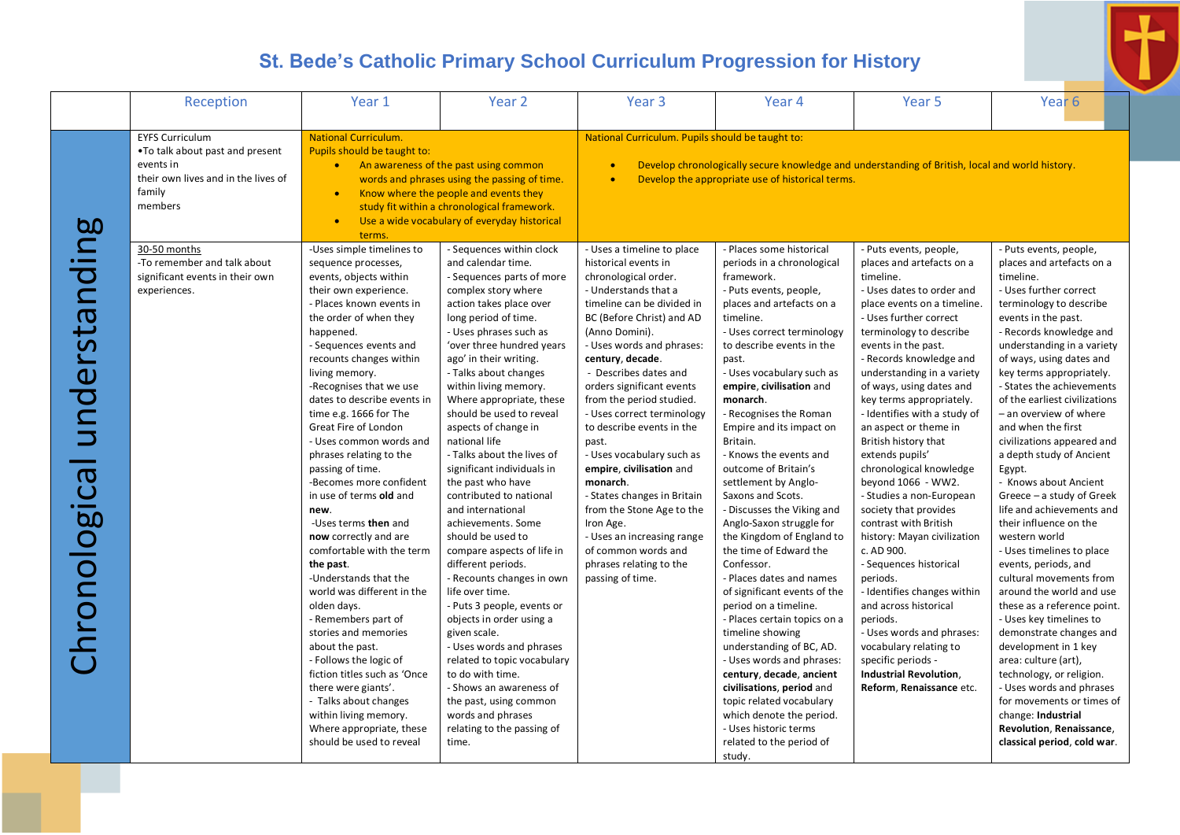# St. Bede's Catholic Primary School Curriculum Progression for History

| | Reception | Year 1 | Year 2 | Year 3 | Year 4 | Year 5 | Year 6 |
|---|---|---|---|---|---|---|---|
| Chronological understanding | EYFS Curriculum<br>•To talk about past and present events in their own lives and in the lives of family members | National Curriculum.<br>Pupils should be taught to:<br>• An awareness of the past using common words and phrases using the passing of time.<br>• Know where the people and events they study fit within a chronological framework.<br>• Use a wide vocabulary of everyday historical terms. | | National Curriculum. Pupils should be taught to:<br>• Develop chronologically secure knowledge and understanding of British, local and world history.<br>• Develop the appropriate use of historical terms. | | | |
| | 30-50 months<br>-To remember and talk about significant events in their own experiences. | -Uses simple timelines to sequence processes, events, objects within their own experience.<br>- Places known events in the order of when they happened.<br>- Sequences events and recounts changes within living memory.<br>-Recognises that we use dates to describe events in time e.g. 1666 for The Great Fire of London<br>- Uses common words and phrases relating to the passing of time.<br>-Becomes more confident in use of terms **old** and **new**.<br>-Uses terms **then** and **now** correctly and are comfortable with the term **the past**.<br>-Understands that the world was different in the olden days.<br>- Remembers part of stories and memories about the past.<br>- Follows the logic of fiction titles such as 'Once there were giants'.<br>- Talks about changes within living memory. Where appropriate, these should be used to reveal | - Sequences within clock and calendar time.<br>- Sequences parts of more complex story where action takes place over long period of time.<br>- Uses phrases such as 'over three hundred years ago' in their writing.<br>- Talks about changes within living memory. Where appropriate, these should be used to reveal aspects of change in national life<br>- Talks about the lives of significant individuals in the past who have contributed to national and international achievements. Some should be used to compare aspects of life in different periods.<br>- Recounts changes in own life over time.<br>- Puts 3 people, events or objects in order using a given scale.<br>- Uses words and phrases related to topic vocabulary to do with time.<br>- Shows an awareness of the past, using common words and phrases relating to the passing of time. | - Uses a timeline to place historical events in chronological order.<br>- Understands that a timeline can be divided in BC (Before Christ) and AD (Anno Domini).<br>- Uses words and phrases: **century**, **decade**.<br>- Describes dates and orders significant events from the period studied.<br>- Uses correct terminology to describe events in the past.<br>- Uses vocabulary such as **empire**, **civilisation** and **monarch**.<br>- States changes in Britain from the Stone Age to the Iron Age.<br>- Uses an increasing range of common words and phrases relating to the passing of time. | - Places some historical periods in a chronological framework.<br>- Puts events, people, places and artefacts on a timeline.<br>- Uses correct terminology to describe events in the past.<br>- Uses vocabulary such as **empire**, **civilisation** and **monarch**.<br>- Recognises the Roman Empire and its impact on Britain.<br>- Knows the events and outcome of Britain's settlement by Anglo-Saxons and Scots.<br>- Discusses the Viking and Anglo-Saxon struggle for the Kingdom of England to the time of Edward the Confessor.<br>- Places dates and names of significant events of the period on a timeline.<br>- Places certain topics on a timeline showing understanding of BC, AD.<br>- Uses words and phrases: **century**, **decade**, **ancient civilisations**, **period** and topic related vocabulary which denote the period.<br>- Uses historic terms related to the period of study. | - Puts events, people, places and artefacts on a timeline.<br>- Uses dates to order and place events on a timeline.<br>- Uses further correct terminology to describe events in the past.<br>- Records knowledge and understanding in a variety of ways, using dates and key terms appropriately.<br>- Identifies with a study of an aspect or theme in British history that extends pupils' chronological knowledge beyond 1066 - WW2.<br>- Studies a non-European society that provides contrast with British history: Mayan civilization c. AD 900.<br>- Sequences historical periods.<br>- Identifies changes within and across historical periods.<br>- Uses words and phrases: vocabulary relating to specific periods - **Industrial Revolution**, **Reform**, **Renaissance** etc. | - Puts events, people, places and artefacts on a timeline.<br>- Uses further correct terminology to describe events in the past.<br>- Records knowledge and understanding in a variety of ways, using dates and key terms appropriately.<br>- States the achievements of the earliest civilizations – an overview of where and when the first civilizations appeared and a depth study of Ancient Egypt.<br>- Knows about Ancient Greece – a study of Greek life and achievements and their influence on the western world<br>- Uses timelines to place events, periods, and cultural movements from around the world and use these as a reference point.<br>- Uses key timelines to demonstrate changes and development in 1 key area: culture (art), technology, or religion.<br>- Uses words and phrases for movements or times of change: **Industrial Revolution**, **Renaissance**, **classical period**, **cold war**. |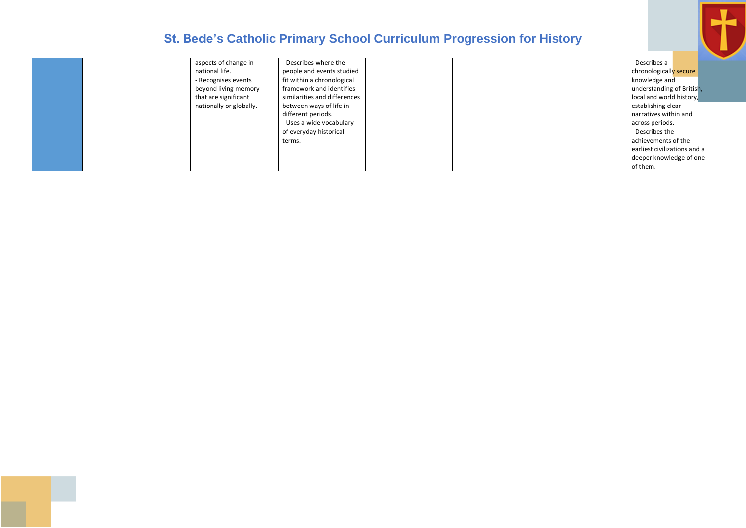| | | | | | | | |
|---|---|---|---|---|---|---|---|
| | | aspects of change in national life.<br>- Recognises events beyond living memory that are significant nationally or globally. | - Describes where the people and events studied fit within a chronological framework and identifies similarities and differences between ways of life in different periods.<br>- Uses a wide vocabulary of everyday historical terms. | | | | - Describes a chronologically secure knowledge and understanding of British, local and world history, establishing clear narratives within and across periods.<br>- Describes the achievements of the earliest civilizations and a deeper knowledge of one of them. |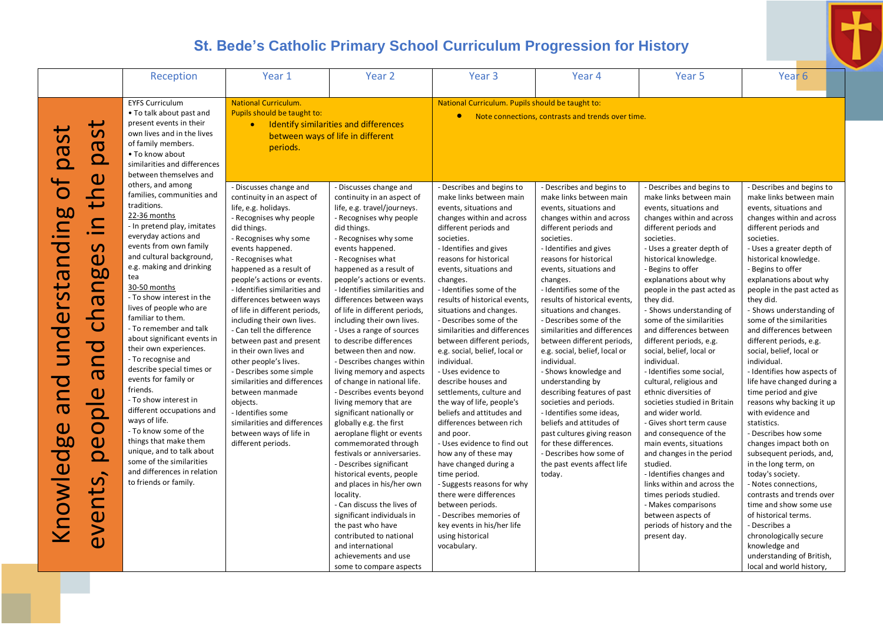# St. Bede's Catholic Primary School Curriculum Progression for History

| | Reception | Year 1 | Year 2 | Year 3 | Year 4 | Year 5 | Year 6 |
|---|---|---|---|---|---|---|---|
| Knowledge and understanding of past events, people and changes in the past | EYFS Curriculum<br>• To talk about past and present events in their own lives and in the lives of family members.<br>• To know about similarities and differences between themselves and others, and among families, communities and traditions.<br>22-36 months<br>- In pretend play, imitates everyday actions and events from own family and cultural background, e.g. making and drinking tea<br>30-50 months<br>- To show interest in the lives of people who are familiar to them.<br>- To remember and talk about significant events in their own experiences.<br>- To recognise and describe special times or events for family or friends.<br>- To show interest in different occupations and ways of life.<br>- To know some of the things that make them unique, and to talk about some of the similarities and differences in relation to friends or family. | National Curriculum.<br>Pupils should be taught to:<br>• Identify similarities and differences between ways of life in different periods. | | National Curriculum. Pupils should be taught to:<br>• Note connections, contrasts and trends over time. | | | |
| | | - Discusses change and continuity in an aspect of life, e.g. holidays.<br>- Recognises why people did things.<br>- Recognises why some events happened.<br>- Recognises what happened as a result of people's actions or events.<br>- Identifies similarities and differences between ways of life in different periods, including their own lives.<br>- Can tell the difference between past and present in their own lives and other people's lives.<br>- Describes some simple similarities and differences between manmade objects.<br>- Identifies some similarities and differences between ways of life in different periods. | - Discusses change and continuity in an aspect of life, e.g. travel/journeys.<br>- Recognises why people did things.<br>- Recognises why some events happened.<br>- Recognises what happened as a result of people's actions or events.<br>- Identifies similarities and differences between ways of life in different periods, including their own lives.<br>- Uses a range of sources to describe differences between then and now.<br>- Describes changes within living memory and aspects of change in national life.<br>- Describes events beyond living memory that are significant nationally or globally e.g. the first aeroplane flight or events commemorated through festivals or anniversaries.<br>- Describes significant historical events, people and places in his/her own locality.<br>- Can discuss the lives of significant individuals in the past who have contributed to national and international achievements and use some to compare aspects | - Describes and begins to make links between main events, situations and changes within and across different periods and societies.<br>- Identifies and gives reasons for historical events, situations and changes.<br>- Identifies some of the results of historical events, situations and changes.<br>- Describes some of the similarities and differences between different periods, e.g. social, belief, local or individual.<br>- Uses evidence to describe houses and settlements, culture and the way of life, people's beliefs and attitudes and differences between rich and poor.<br>- Uses evidence to find out how any of these may have changed during a time period.<br>- Suggests reasons for why there were differences between periods.<br>- Describes memories of key events in his/her life using historical vocabulary. | - Describes and begins to make links between main events, situations and changes within and across different periods and societies.<br>- Identifies and gives reasons for historical events, situations and changes.<br>- Identifies some of the results of historical events, situations and changes.<br>- Describes some of the similarities and differences between different periods, e.g. social, belief, local or individual.<br>- Shows knowledge and understanding by describing features of past societies and periods.<br>- Identifies some ideas, beliefs and attitudes of past cultures giving reason for these differences.<br>- Describes how some of the past events affect life today. | - Describes and begins to make links between main events, situations and changes within and across different periods and societies.<br>- Uses a greater depth of historical knowledge.<br>- Begins to offer explanations about why people in the past acted as they did.<br>- Shows understanding of some of the similarities and differences between different periods, e.g. social, belief, local or individual.<br>- Identifies some social, cultural, religious and ethnic diversities of societies studied in Britain and wider world.<br>- Gives short term cause and consequence of the main events, situations and changes in the period studied.<br>- Identifies changes and links within and across the times periods studied.<br>- Makes comparisons between aspects of periods of history and the present day. | - Describes and begins to make links between main events, situations and changes within and across different periods and societies.<br>- Uses a greater depth of historical knowledge.<br>- Begins to offer explanations about why people in the past acted as they did.<br>- Shows understanding of some of the similarities and differences between different periods, e.g. social, belief, local or individual.<br>- Identifies how aspects of life have changed during a time period and give reasons why backing it up with evidence and statistics.<br>- Describes how some changes impact both on subsequent periods, and, in the long term, on today's society.<br>- Notes connections, contrasts and trends over time and show some use of historical terms.<br>- Describes a chronologically secure knowledge and understanding of British, local and world history, |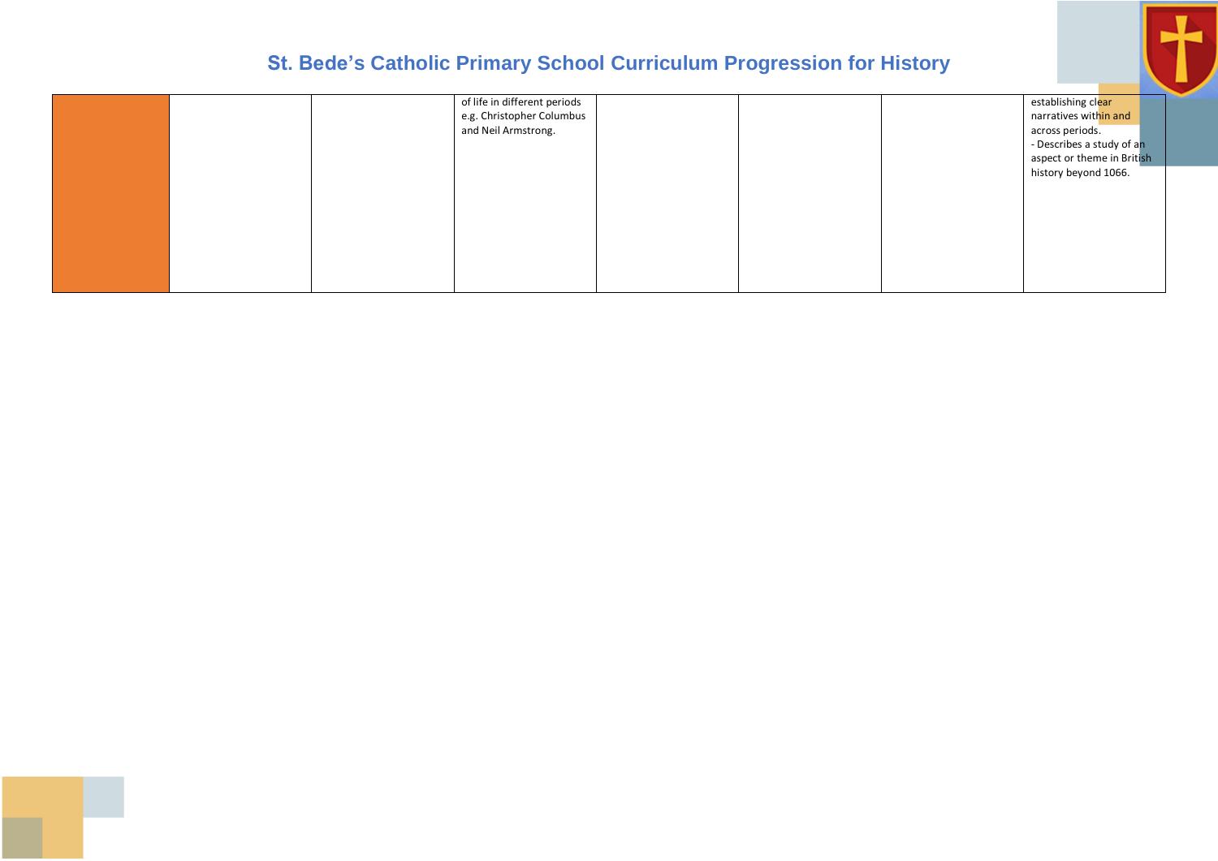# St. Bede's Catholic Primary School Curriculum Progression for History

| | | | | | | | |
|---|---|---|---|---|---|---|---|
| | | | of life in different periods e.g. Christopher Columbus and Neil Armstrong. | | | | establishing clear narratives within and across periods.<br>- Describes a study of an aspect or theme in British history beyond 1066. |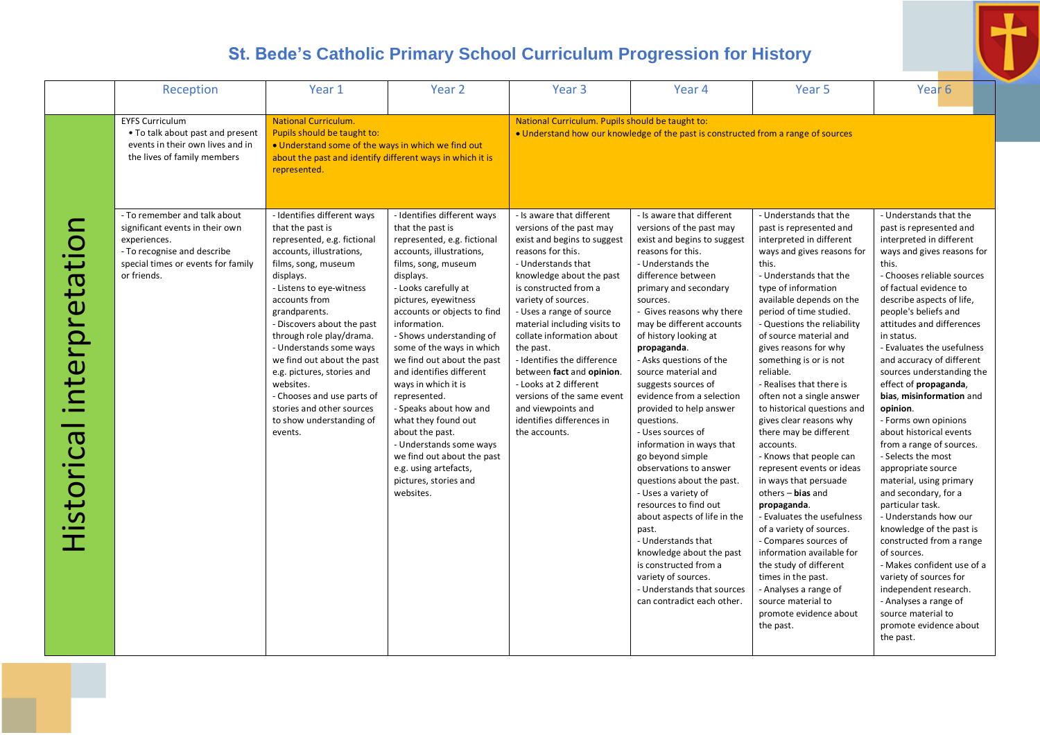# St. Bede's Catholic Primary School Curriculum Progression for History

| | Reception | Year 1 | Year 2 | Year 3 | Year 4 | Year 5 | Year 6 |
|---|---|---|---|---|---|---|---|
| | EYFS Curriculum<br>• To talk about past and present events in their own lives and in the lives of family members | National Curriculum.<br>Pupils should be taught to:<br>• Understand some of the ways in which we find out about the past and identify different ways in which it is represented. | | National Curriculum. Pupils should be taught to:<br>• Understand how our knowledge of the past is constructed from a range of sources | | | |
| Historical interpretation | - To remember and talk about significant events in their own experiences.<br>- To recognise and describe special times or events for family or friends. | - Identifies different ways that the past is represented, e.g. fictional accounts, illustrations, films, song, museum displays.<br>- Listens to eye-witness accounts from grandparents.<br>- Discovers about the past through role play/drama.<br>- Understands some ways we find out about the past e.g. pictures, stories and websites.<br>- Chooses and use parts of stories and other sources to show understanding of events. | - Identifies different ways that the past is represented, e.g. fictional accounts, illustrations, films, song, museum displays.<br>- Looks carefully at pictures, eyewitness accounts or objects to find information.<br>- Shows understanding of some of the ways in which we find out about the past and identifies different ways in which it is represented.<br>- Speaks about how and what they found out about the past.<br>- Understands some ways we find out about the past e.g. using artefacts, pictures, stories and websites. | - Is aware that different versions of the past may exist and begins to suggest reasons for this.<br>- Understands that knowledge about the past is constructed from a variety of sources.<br>- Uses a range of source material including visits to collate information about the past.<br>- Identifies the difference between **fact** and **opinion**.<br>- Looks at 2 different versions of the same event and viewpoints and identifies differences in the accounts. | - Is aware that different versions of the past may exist and begins to suggest reasons for this.<br>- Understands the difference between primary and secondary sources.<br>- Gives reasons why there may be different accounts of history looking at **propaganda**.<br>- Asks questions of the source material and suggests sources of evidence from a selection provided to help answer questions.<br>- Uses sources of information in ways that go beyond simple observations to answer questions about the past.<br>- Uses a variety of resources to find out about aspects of life in the past.<br>- Understands that knowledge about the past is constructed from a variety of sources.<br>- Understands that sources can contradict each other. | - Understands that the past is represented and interpreted in different ways and gives reasons for this.<br>- Understands that the type of information available depends on the period of time studied.<br>- Questions the reliability of source material and gives reasons for why something is or is not reliable.<br>- Realises that there is often not a single answer to historical questions and gives clear reasons why there may be different accounts.<br>- Knows that people can represent events or ideas in ways that persuade others – **bias** and **propaganda**.<br>- Evaluates the usefulness of a variety of sources.<br>- Compares sources of information available for the study of different times in the past.<br>- Analyses a range of source material to promote evidence about the past. | - Understands that the past is represented and interpreted in different ways and gives reasons for this.<br>- Chooses reliable sources of factual evidence to describe aspects of life, people's beliefs and attitudes and differences in status.<br>- Evaluates the usefulness and accuracy of different sources understanding the effect of **propaganda**, **bias**, **misinformation** and **opinion**.<br>- Forms own opinions about historical events from a range of sources.<br>- Selects the most appropriate source material, using primary and secondary, for a particular task.<br>- Understands how our knowledge of the past is constructed from a range of sources.<br>- Makes confident use of a variety of sources for independent research.<br>- Analyses a range of source material to promote evidence about the past. |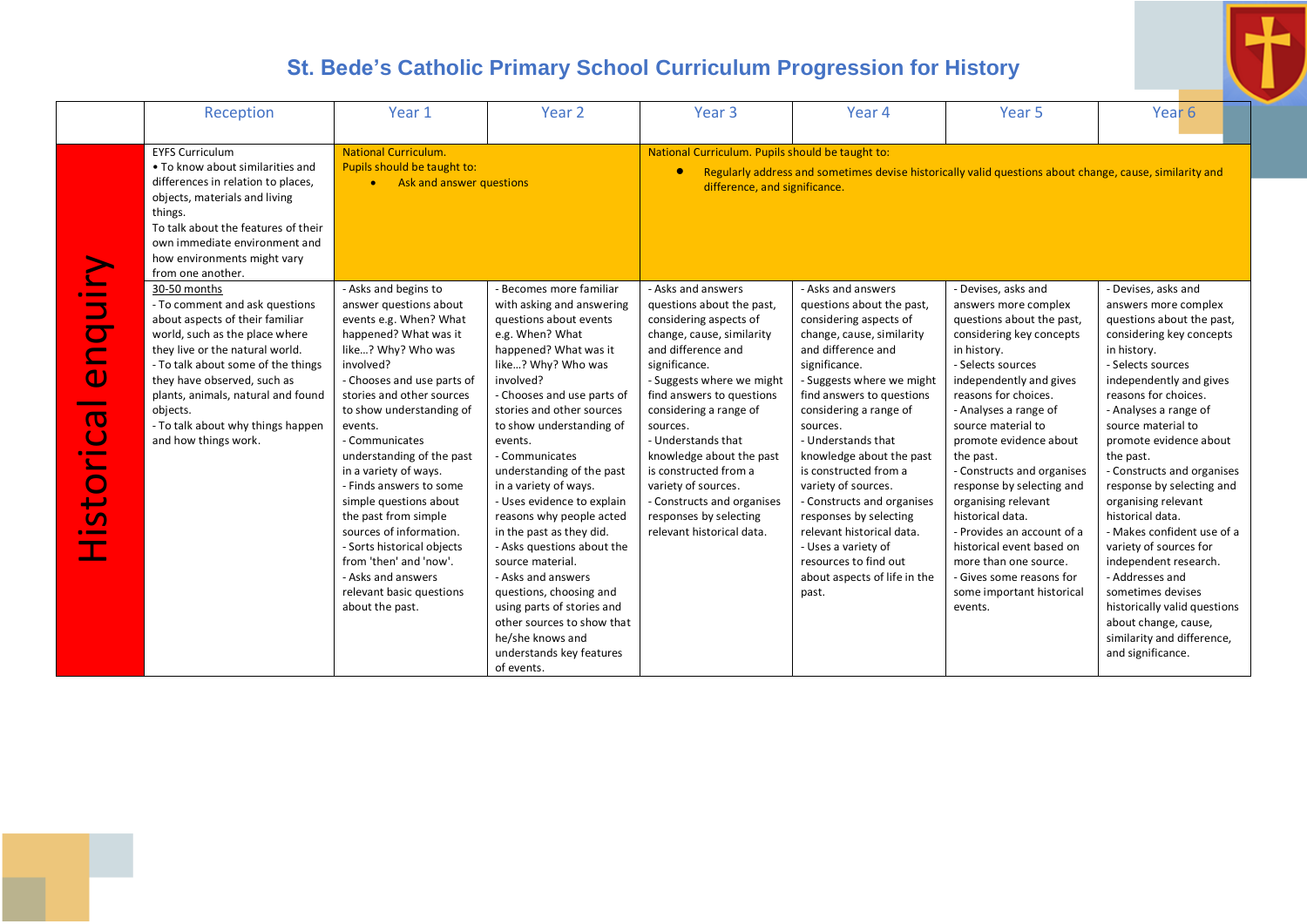# St. Bede's Catholic Primary School Curriculum Progression for History

| | Reception | Year 1 | Year 2 | Year 3 | Year 4 | Year 5 | Year 6 |
|---|---|---|---|---|---|---|---|
| Historical enquiry | EYFS Curriculum<br>• To know about similarities and differences in relation to places, objects, materials and living things.<br>To talk about the features of their own immediate environment and how environments might vary from one another. | National Curriculum.<br>Pupils should be taught to:<br>• Ask and answer questions | | National Curriculum. Pupils should be taught to:<br>• Regularly address and sometimes devise historically valid questions about change, cause, similarity and difference, and significance. | | | |
| | 30-50 months<br>- To comment and ask questions about aspects of their familiar world, such as the place where they live or the natural world.<br>- To talk about some of the things they have observed, such as plants, animals, natural and found objects.<br>- To talk about why things happen and how things work. | - Asks and begins to answer questions about events e.g. When? What happened? What was it like…? Why? Who was involved?<br>- Chooses and use parts of stories and other sources to show understanding of events.<br>- Communicates understanding of the past in a variety of ways.<br>- Finds answers to some simple questions about the past from simple sources of information.<br>- Sorts historical objects from 'then' and 'now'.<br>- Asks and answers relevant basic questions about the past. | - Becomes more familiar with asking and answering questions about events e.g. When? What happened? What was it like…? Why? Who was involved?<br>- Chooses and use parts of stories and other sources to show understanding of events.<br>- Communicates understanding of the past in a variety of ways.<br>- Uses evidence to explain reasons why people acted in the past as they did.<br>- Asks questions about the source material.<br>- Asks and answers questions, choosing and using parts of stories and other sources to show that he/she knows and understands key features of events. | - Asks and answers questions about the past, considering aspects of change, cause, similarity and difference and significance.<br>- Suggests where we might find answers to questions considering a range of sources.<br>- Understands that knowledge about the past is constructed from a variety of sources.<br>- Constructs and organises responses by selecting relevant historical data. | - Asks and answers questions about the past, considering aspects of change, cause, similarity and difference and significance.<br>- Suggests where we might find answers to questions considering a range of sources.<br>- Understands that knowledge about the past is constructed from a variety of sources.<br>- Constructs and organises responses by selecting relevant historical data.<br>- Uses a variety of resources to find out about aspects of life in the past. | - Devises, asks and answers more complex questions about the past, considering key concepts in history.<br>- Selects sources independently and gives reasons for choices.<br>- Analyses a range of source material to promote evidence about the past.<br>- Constructs and organises response by selecting and organising relevant historical data.<br>- Provides an account of a historical event based on more than one source.<br>- Gives some reasons for some important historical events. | - Devises, asks and answers more complex questions about the past, considering key concepts in history.<br>- Selects sources independently and gives reasons for choices.<br>- Analyses a range of source material to promote evidence about the past.<br>- Constructs and organises response by selecting and organising relevant historical data.<br>- Makes confident use of a variety of sources for independent research.<br>- Addresses and sometimes devises historically valid questions about change, cause, similarity and difference, and significance. |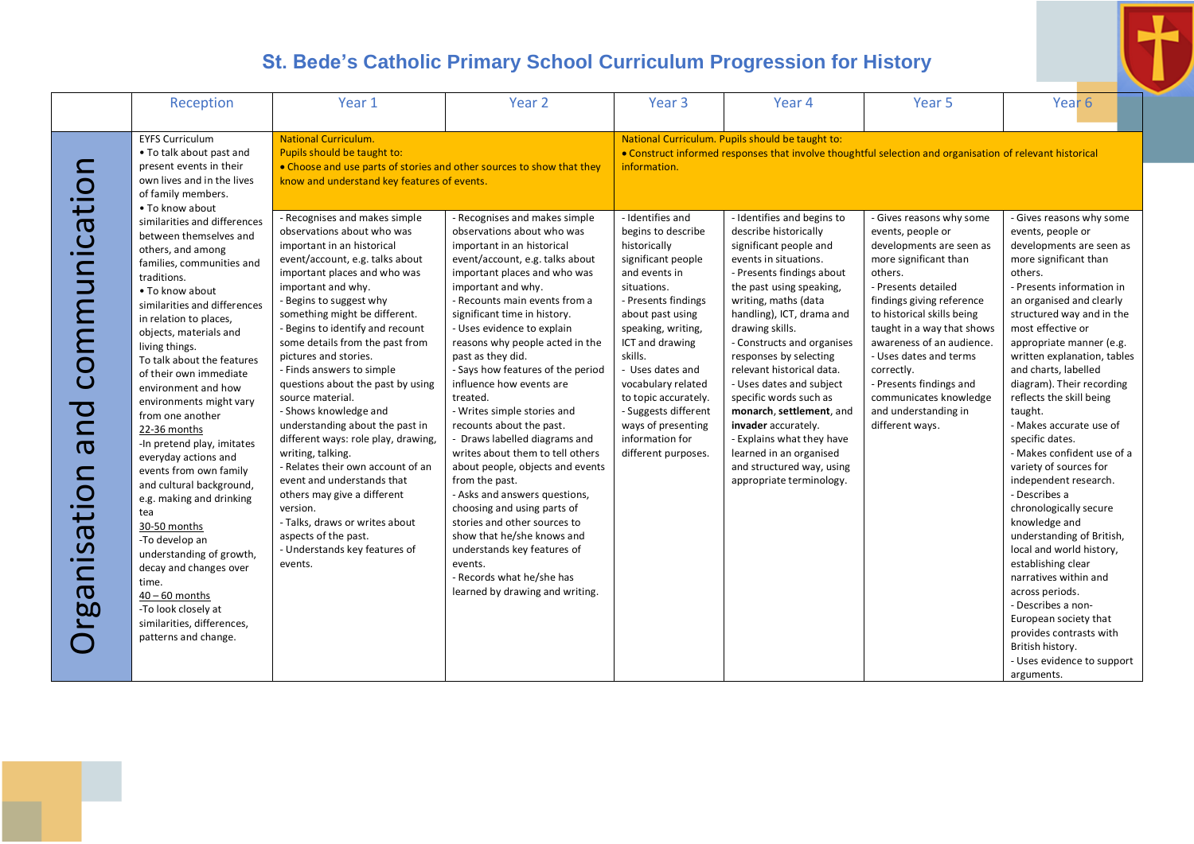# St. Bede's Catholic Primary School Curriculum Progression for History

| | Reception | Year 1 | Year 2 | Year 3 | Year 4 | Year 5 | Year 6 |
|---|---|---|---|---|---|---|---|
| Organisation and communication | EYFS Curriculum<br>• To talk about past and present events in their own lives and in the lives of family members.<br>• To know about similarities and differences between themselves and others, and among families, communities and traditions.<br>• To know about similarities and differences in relation to places, objects, materials and living things.<br>To talk about the features of their own immediate environment and how environments might vary from one another<br>22-36 months<br>-In pretend play, imitates everyday actions and events from own family and cultural background, e.g. making and drinking tea<br>30-50 months<br>-To develop an understanding of growth, decay and changes over time.<br>40 – 60 months<br>-To look closely at similarities, differences, patterns and change. | National Curriculum.<br>Pupils should be taught to:<br>• Choose and use parts of stories and other sources to show that they know and understand key features of events.<br><br>- Recognises and makes simple observations about who was important in an historical event/account, e.g. talks about important places and who was important and why.<br>- Begins to suggest why something might be different.<br>- Begins to identify and recount some details from the past from pictures and stories.<br>- Finds answers to simple questions about the past by using source material.<br>- Shows knowledge and understanding about the past in different ways: role play, drawing, writing, talking.<br>- Relates their own account of an event and understands that others may give a different version.<br>- Talks, draws or writes about aspects of the past.<br>- Understands key features of events. | - Recognises and makes simple observations about who was important in an historical event/account, e.g. talks about important places and who was important and why.<br>- Recounts main events from a significant time in history.<br>- Uses evidence to explain reasons why people acted in the past as they did.<br>- Says how features of the period influence how events are treated.<br>- Writes simple stories and recounts about the past.<br>- Draws labelled diagrams and writes about them to tell others about people, objects and events from the past.<br>- Asks and answers questions, choosing and using parts of stories and other sources to show that he/she knows and understands key features of events.<br>- Records what he/she has learned by drawing and writing. | National Curriculum. Pupils should be taught to:<br>• Construct informed responses that involve thoughtful selection and organisation of relevant historical information.<br><br>- Identifies and begins to describe historically significant people and events in situations.<br>- Presents findings about past using speaking, writing, ICT and drawing skills.<br>- Uses dates and vocabulary related to topic accurately.<br>- Suggests different ways of presenting information for different purposes. | - Identifies and begins to describe historically significant people and events in situations.<br>- Presents findings about the past using speaking, writing, maths (data handling), ICT, drama and drawing skills.<br>- Constructs and organises responses by selecting relevant historical data.<br>- Uses dates and subject specific words such as **monarch**, **settlement**, and **invader** accurately.<br>- Explains what they have learned in an organised and structured way, using appropriate terminology. | - Gives reasons why some events, people or developments are seen as more significant than others.<br>- Presents detailed findings giving reference to historical skills being taught in a way that shows awareness of an audience.<br>- Uses dates and terms correctly.<br>- Presents findings and communicates knowledge and understanding in different ways. | - Gives reasons why some events, people or developments are seen as more significant than others.<br>- Presents information in an organised and clearly structured way and in the most effective or appropriate manner (e.g. written explanation, tables and charts, labelled diagram). Their recording reflects the skill being taught.<br>- Makes accurate use of specific dates.<br>- Makes confident use of a variety of sources for independent research.<br>- Describes a chronologically secure knowledge and understanding of British, local and world history, establishing clear narratives within and across periods.<br>- Describes a non-European society that provides contrasts with British history.<br>- Uses evidence to support arguments. |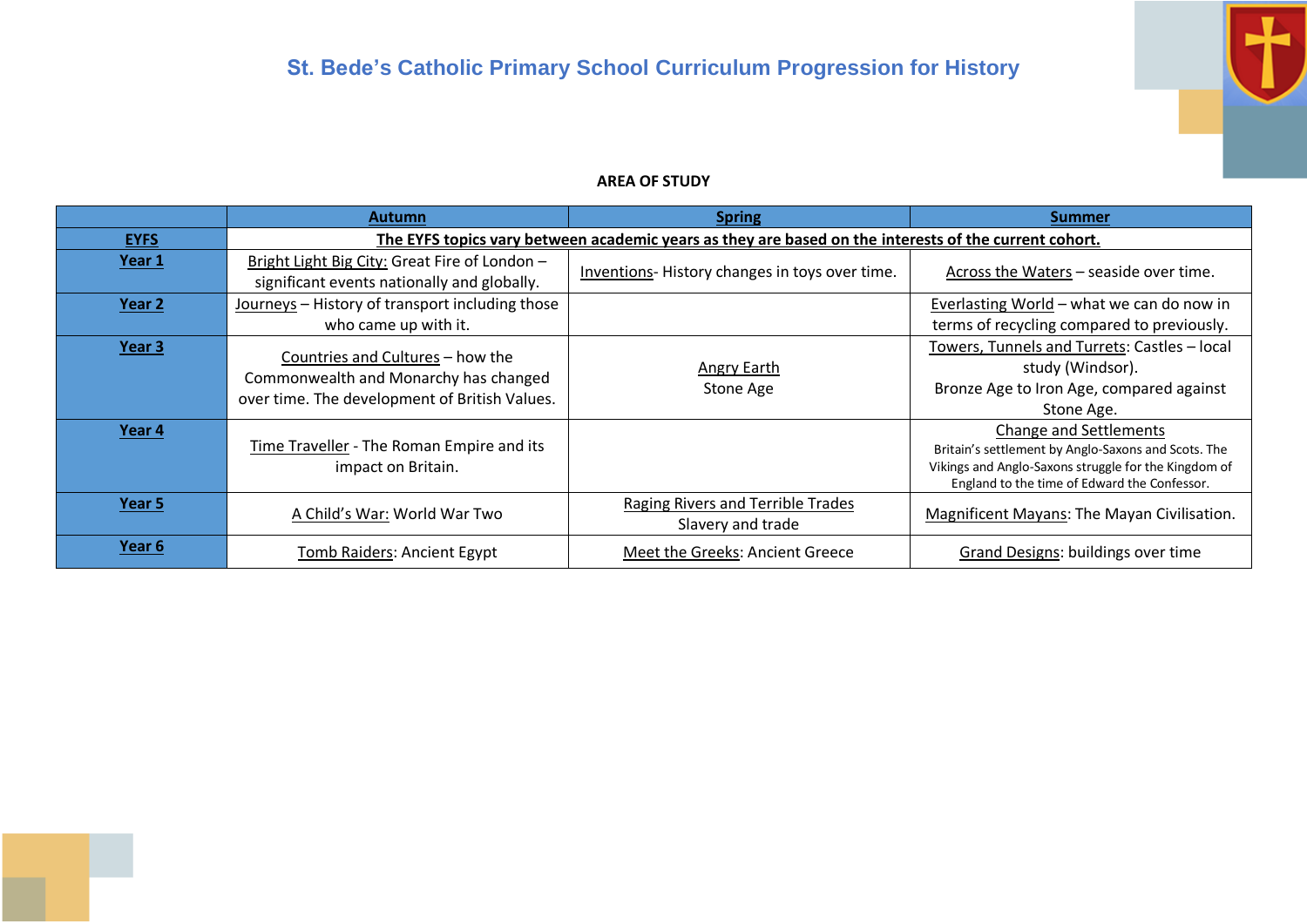# St. Bede's Catholic Primary School Curriculum Progression for History

**AREA OF STUDY**

| | Autumn | Spring | Summer |
|---|---|---|---|
| **EYFS** | **The EYFS topics vary between academic years as they are based on the interests of the current cohort.** | | |
| **Year 1** | Bright Light Big City: Great Fire of London – significant events nationally and globally. | Inventions- History changes in toys over time. | Across the Waters – seaside over time. |
| **Year 2** | Journeys – History of transport including those who came up with it. | | Everlasting World – what we can do now in terms of recycling compared to previously. |
| **Year 3** | Countries and Cultures – how the Commonwealth and Monarchy has changed over time. The development of British Values. | Angry Earth<br>Stone Age | Towers, Tunnels and Turrets: Castles – local study (Windsor).<br>Bronze Age to Iron Age, compared against Stone Age. |
| **Year 4** | Time Traveller - The Roman Empire and its impact on Britain. | | Change and Settlements<br>Britain's settlement by Anglo-Saxons and Scots. The Vikings and Anglo-Saxons struggle for the Kingdom of England to the time of Edward the Confessor. |
| **Year 5** | A Child's War: World War Two | Raging Rivers and Terrible Trades<br>Slavery and trade | Magnificent Mayans: The Mayan Civilisation. |
| **Year 6** | Tomb Raiders: Ancient Egypt | Meet the Greeks: Ancient Greece | Grand Designs: buildings over time |